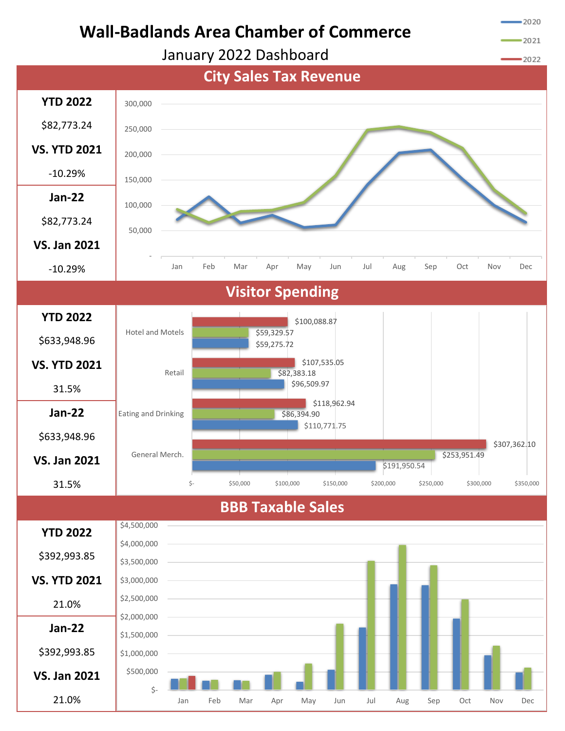# Wall-Badlands Area Chamber of Commerce

January 2022 Dashboard

Legend: 2020, 2021, 2022

## City Sales Tax Revenue

**YTD 2022**

$82,773.24

**VS. YTD 2021**

-10.29%

**Jan-22**

$82,773.24

**VS. Jan 2021**

-10.29%

## Visitor Spending

**YTD 2022**

$633,948.96

**VS. YTD 2021**

31.5%

**Jan-22**

$633,948.96

**VS. Jan 2021**

31.5%

| Category | 2022 | 2021 | 2020 |
| --- | --- | --- | --- |
| Hotel and Motels | $100,088.87 | $59,329.57 | $59,275.72 |
| Retail | $107,535.05 | $82,383.18 | $96,509.97 |
| Eating and Drinking | $118,962.94 | $86,394.90 | $110,771.75 |
| General Merch. | $307,362.10 | $253,951.49 | $191,950.54 |

## BBB Taxable Sales

**YTD 2022**

$392,993.85

**VS. YTD 2021**

21.0%

**Jan-22**

$392,993.85

**VS. Jan 2021**

21.0%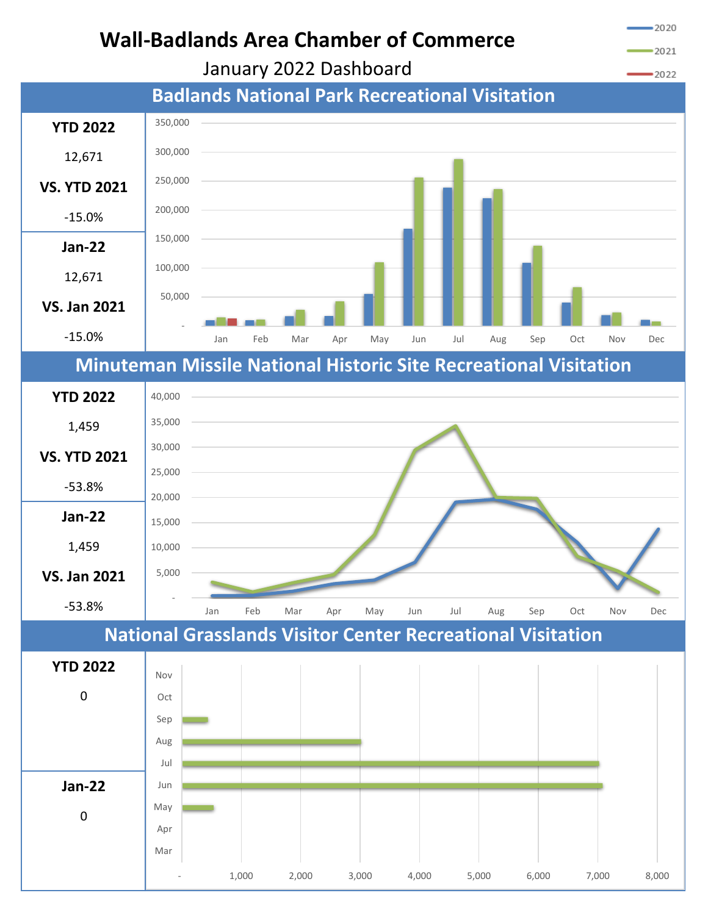# Wall-Badlands Area Chamber of Commerce

January 2022 Dashboard

## Badlands National Park Recreational Visitation

**YTD 2022**

12,671

**VS. YTD 2021**

-15.0%

**Jan-22**

12,671

**VS. Jan 2021**

-15.0%

## Minuteman Missile National Historic Site Recreational Visitation

**YTD 2022**

1,459

**VS. YTD 2021**

-53.8%

**Jan-22**

1,459

**VS. Jan 2021**

-53.8%

## National Grasslands Visitor Center Recreational Visitation

**YTD 2022**

0

**Jan-22**

0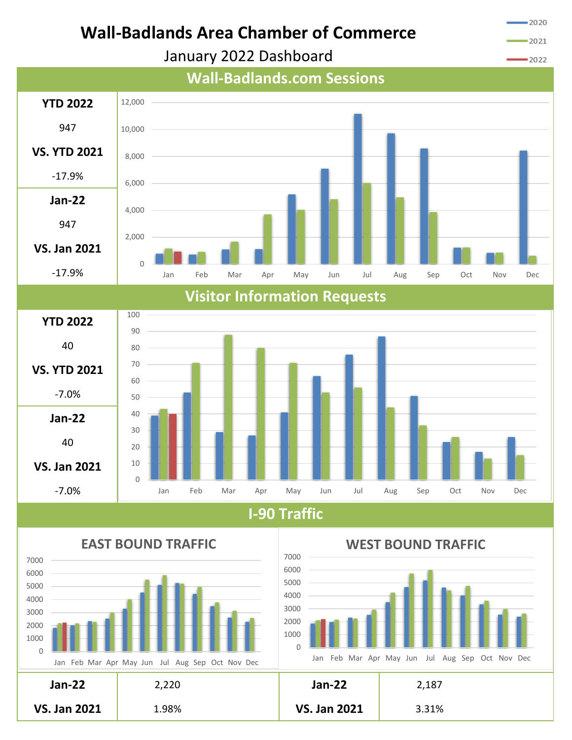# Wall-Badlands Area Chamber of Commerce

January 2022 Dashboard

## Wall-Badlands.com Sessions

| YTD 2022 |
|---|
| 947 |
| **VS. YTD 2021** |
| -17.9% |
| **Jan-22** |
| 947 |
| **VS. Jan 2021** |
| -17.9% |

## Visitor Information Requests

| YTD 2022 |
|---|
| 40 |
| **VS. YTD 2021** |
| -7.0% |
| **Jan-22** |
| 40 |
| **VS. Jan 2021** |
| -7.0% |

## I-90 Traffic

### EAST BOUND TRAFFIC

### WEST BOUND TRAFFIC

| | East Bound | | West Bound |
|---|---|---|---|
| **Jan-22** | 2,220 | **Jan-22** | 2,187 |
| **VS. Jan 2021** | 1.98% | **VS. Jan 2021** | 3.31% |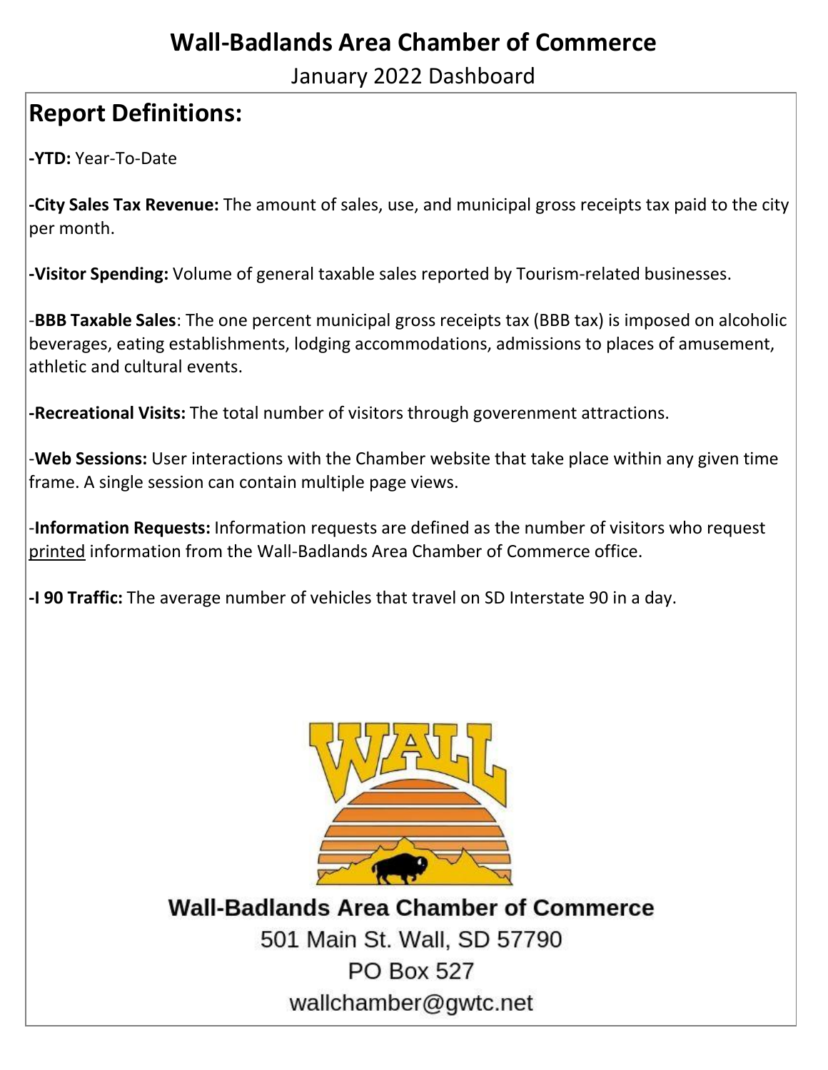# Wall-Badlands Area Chamber of Commerce

January 2022 Dashboard

## Report Definitions:

**-YTD:** Year-To-Date

**-City Sales Tax Revenue:** The amount of sales, use, and municipal gross receipts tax paid to the city per month.

**-Visitor Spending:** Volume of general taxable sales reported by Tourism-related businesses.

-**BBB Taxable Sales**: The one percent municipal gross receipts tax (BBB tax) is imposed on alcoholic beverages, eating establishments, lodging accommodations, admissions to places of amusement, athletic and cultural events.

**-Recreational Visits:** The total number of visitors through goverenment attractions.

-**Web Sessions:** User interactions with the Chamber website that take place within any given time frame. A single session can contain multiple page views.

-**Information Requests:** Information requests are defined as the number of visitors who request printed information from the Wall-Badlands Area Chamber of Commerce office.

**-I 90 Traffic:** The average number of vehicles that travel on SD Interstate 90 in a day.

WALL

**Wall-Badlands Area Chamber of Commerce**

501 Main St. Wall, SD 57790

PO Box 527

wallchamber@gwtc.net